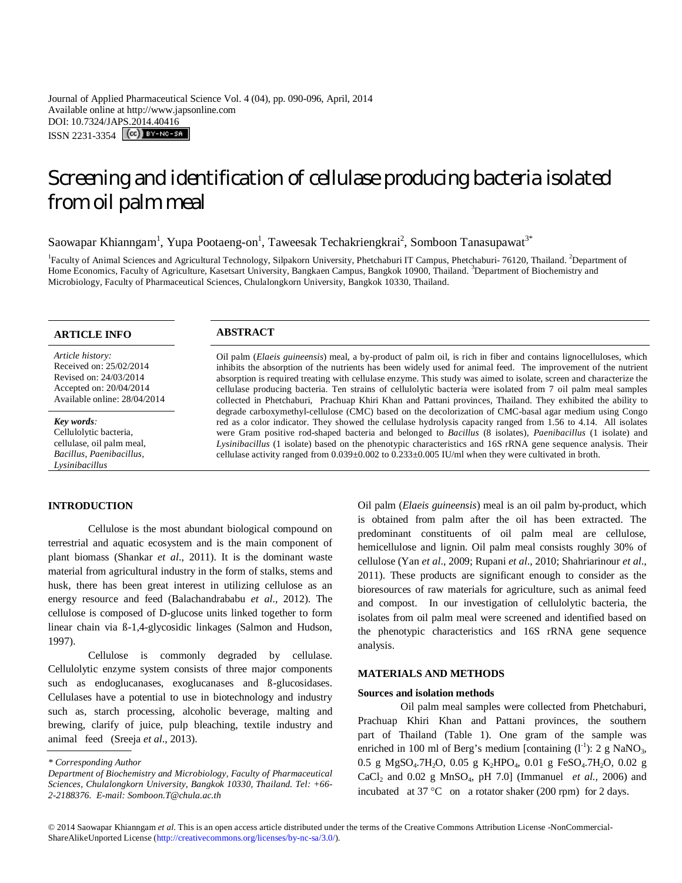Journal of Applied Pharmaceutical Science Vol. 4 (04), pp. 090-096, April, 2014
Available online at http://www.japsonline.com
DOI: 10.7324/JAPS.2014.40416
ISSN 2231-3354

# Screening and identification of cellulase producing bacteria isolated from oil palm meal

Saowapar Khianngam[1], Yupa Pootaeng-on[1], Taweesak Techakriengkrai[2], Somboon Tanasupawat[3*]

[1]Faculty of Animal Sciences and Agricultural Technology, Silpakorn University, Phetchaburi IT Campus, Phetchaburi- 76120, Thailand. [2]Department of Home Economics, Faculty of Agriculture, Kasetsart University, Bangkaen Campus, Bangkok 10900, Thailand. [3]Department of Biochemistry and Microbiology, Faculty of Pharmaceutical Sciences, Chulalongkorn University, Bangkok 10330, Thailand.

## ARTICLE INFO

*Article history:*
Received on: 25/02/2014
Revised on: 24/03/2014
Accepted on: 20/04/2014
Available online: 28/04/2014

***Key words:***
Cellulolytic bacteria, cellulase, oil palm meal, *Bacillus*, *Paenibacillus*, *Lysinibacillus*

## ABSTRACT

Oil palm (*Elaeis guineensis*) meal, a by-product of palm oil, is rich in fiber and contains lignocelluloses, which inhibits the absorption of the nutrients has been widely used for animal feed. The improvement of the nutrient absorption is required treating with cellulase enzyme. This study was aimed to isolate, screen and characterize the cellulase producing bacteria. Ten strains of cellulolytic bacteria were isolated from 7 oil palm meal samples collected in Phetchaburi, Prachuap Khiri Khan and Pattani provinces, Thailand. They exhibited the ability to degrade carboxymethyl-cellulose (CMC) based on the decolorization of CMC-basal agar medium using Congo red as a color indicator. They showed the cellulase hydrolysis capacity ranged from 1.56 to 4.14. All isolates were Gram positive rod-shaped bacteria and belonged to *Bacillus* (8 isolates), *Paenibacillus* (1 isolate) and *Lysinibacillus* (1 isolate) based on the phenotypic characteristics and 16S rRNA gene sequence analysis. Their cellulase activity ranged from 0.039±0.002 to 0.233±0.005 IU/ml when they were cultivated in broth.

## INTRODUCTION

Cellulose is the most abundant biological compound on terrestrial and aquatic ecosystem and is the main component of plant biomass (Shankar *et al*., 2011). It is the dominant waste material from agricultural industry in the form of stalks, stems and husk, there has been great interest in utilizing cellulose as an energy resource and feed (Balachandrababu *et al*., 2012). The cellulose is composed of D-glucose units linked together to form linear chain via ß-1,4-glycosidic linkages (Salmon and Hudson, 1997).

Cellulose is commonly degraded by cellulase. Cellulolytic enzyme system consists of three major components such as endoglucanases, exoglucanases and ß-glucosidases. Cellulases have a potential to use in biotechnology and industry such as, starch processing, alcoholic beverage, malting and brewing, clarify of juice, pulp bleaching, textile industry and animal feed (Sreeja *et al*., 2013).

Oil palm (*Elaeis guineensis*) meal is an oil palm by-product, which is obtained from palm after the oil has been extracted. The predominant constituents of oil palm meal are cellulose, hemicellulose and lignin. Oil palm meal consists roughly 30% of cellulose (Yan *et al*., 2009; Rupani *et al*., 2010; Shahriarinour *et al*., 2011). These products are significant enough to consider as the bioresources of raw materials for agriculture, such as animal feed and compost. In our investigation of cellulolytic bacteria, the isolates from oil palm meal were screened and identified based on the phenotypic characteristics and 16S rRNA gene sequence analysis.

## MATERIALS AND METHODS

### Sources and isolation methods

Oil palm meal samples were collected from Phetchaburi, Prachuap Khiri Khan and Pattani provinces, the southern part of Thailand (Table 1). One gram of the sample was enriched in 100 ml of Berg's medium [containing ($l^{-1}$): 2 g $NaNO_3$, 0.5 g $MgSO_4.7H_2O$, 0.05 g $K_2HPO_4$, 0.01 g $FeSO_4.7H_2O$, 0.02 g $CaCl_2$ and 0.02 g $MnSO_4$, pH 7.0] (Immanuel *et al.*, 2006) and incubated at 37 °C on a rotator shaker (200 rpm) for 2 days.

\* *Corresponding Author*
*Department of Biochemistry and Microbiology, Faculty of Pharmaceutical Sciences, Chulalongkorn University, Bangkok 10330, Thailand. Tel: +66-2-2188376. E-mail: Somboon.T@chula.ac.th*

© 2014 Saowapar Khianngam *et al.* This is an open access article distributed under the terms of the Creative Commons Attribution License -NonCommercial-ShareAlikeUnported License (http://creativecommons.org/licenses/by-nc-sa/3.0/).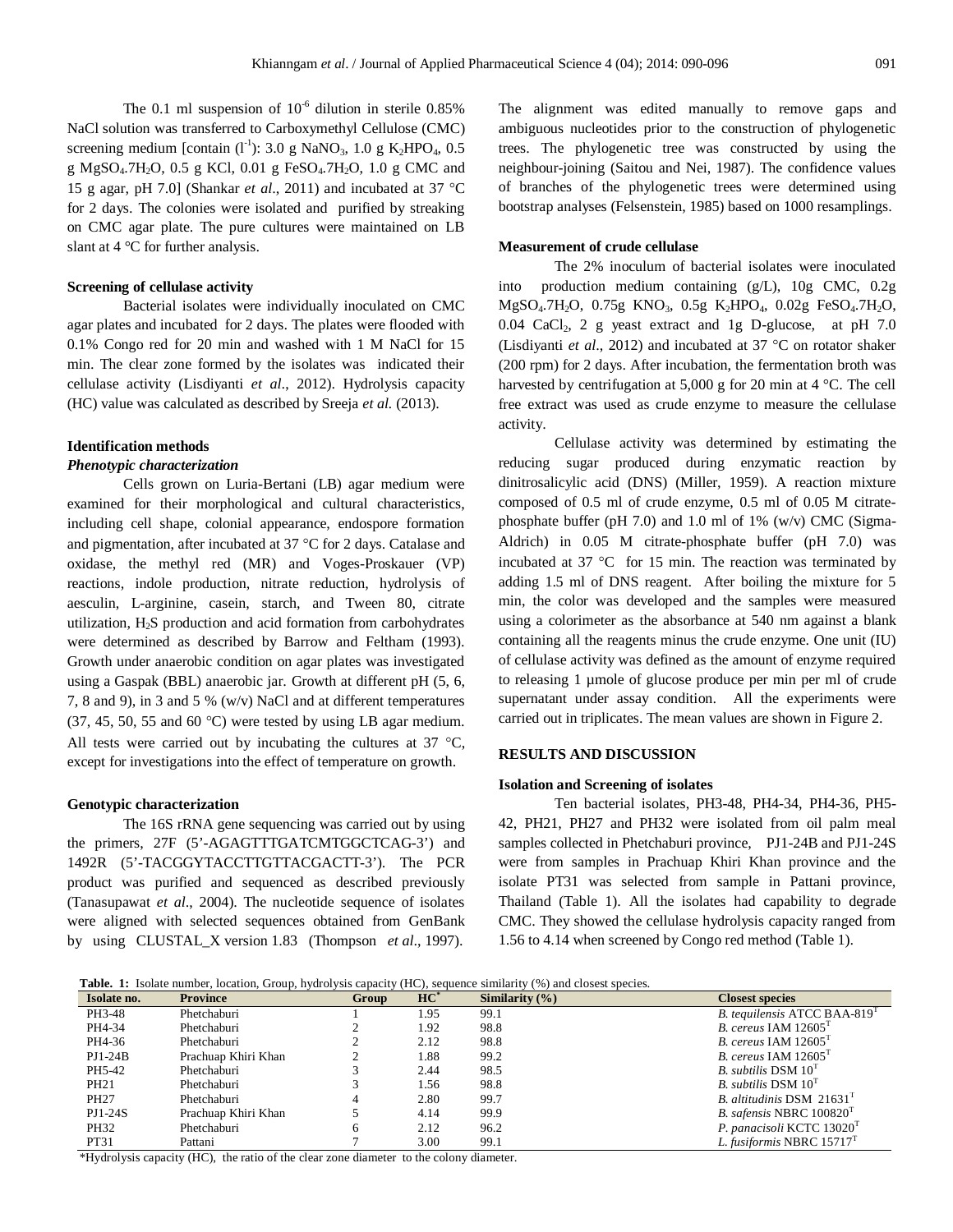The 0.1 ml suspension of $10^{-6}$ dilution in sterile 0.85% NaCl solution was transferred to Carboxymethyl Cellulose (CMC) screening medium [contain ($l^{-1}$): 3.0 g $NaNO_3$, 1.0 g $K_2HPO_4$, 0.5 g $MgSO_4.7H_2O$, 0.5 g KCl, 0.01 g $FeSO_4.7H_2O$, 1.0 g CMC and 15 g agar, pH 7.0] (Shankar *et al*., 2011) and incubated at 37 °C for 2 days. The colonies were isolated and purified by streaking on CMC agar plate. The pure cultures were maintained on LB slant at 4 °C for further analysis.

#### Screening of cellulase activity

Bacterial isolates were individually inoculated on CMC agar plates and incubated for 2 days. The plates were flooded with 0.1% Congo red for 20 min and washed with 1 M NaCl for 15 min. The clear zone formed by the isolates was indicated their cellulase activity (Lisdiyanti *et al*., 2012). Hydrolysis capacity (HC) value was calculated as described by Sreeja *et al.* (2013).

#### Identification methods

##### *Phenotypic characterization*

Cells grown on Luria-Bertani (LB) agar medium were examined for their morphological and cultural characteristics, including cell shape, colonial appearance, endospore formation and pigmentation, after incubated at 37 °C for 2 days. Catalase and oxidase, the methyl red (MR) and Voges-Proskauer (VP) reactions, indole production, nitrate reduction, hydrolysis of aesculin, L-arginine, casein, starch, and Tween 80, citrate utilization, $H_2S$ production and acid formation from carbohydrates were determined as described by Barrow and Feltham (1993). Growth under anaerobic condition on agar plates was investigated using a Gaspak (BBL) anaerobic jar. Growth at different pH (5, 6, 7, 8 and 9), in 3 and 5 % (w/v) NaCl and at different temperatures (37, 45, 50, 55 and 60 °C) were tested by using LB agar medium. All tests were carried out by incubating the cultures at 37 °C, except for investigations into the effect of temperature on growth.

#### Genotypic characterization

The 16S rRNA gene sequencing was carried out by using the primers, 27F (5'-AGAGTTTGATCMTGGCTCAG-3') and 1492R (5'-TACGGYTACCTTGTTACGACTT-3'). The PCR product was purified and sequenced as described previously (Tanasupawat *et al*., 2004). The nucleotide sequence of isolates were aligned with selected sequences obtained from GenBank by using CLUSTAL_X version 1.83 (Thompson *et al*., 1997). The alignment was edited manually to remove gaps and ambiguous nucleotides prior to the construction of phylogenetic trees. The phylogenetic tree was constructed by using the neighbour-joining (Saitou and Nei, 1987). The confidence values of branches of the phylogenetic trees were determined using bootstrap analyses (Felsenstein, 1985) based on 1000 resamplings.

#### Measurement of crude cellulase

The 2% inoculum of bacterial isolates were inoculated into production medium containing (g/L), 10g CMC, 0.2g $MgSO_4.7H_2O$, 0.75g $KNO_3$, 0.5g $K_2HPO_4$, 0.02g $FeSO_4.7H_2O$, 0.04 $CaCl_2$, 2 g yeast extract and 1g D-glucose, at pH 7.0 (Lisdiyanti *et al*., 2012) and incubated at 37 °C on rotator shaker (200 rpm) for 2 days. After incubation, the fermentation broth was harvested by centrifugation at 5,000 g for 20 min at 4 °C. The cell free extract was used as crude enzyme to measure the cellulase activity.

Cellulase activity was determined by estimating the reducing sugar produced during enzymatic reaction by dinitrosalicylic acid (DNS) (Miller, 1959). A reaction mixture composed of 0.5 ml of crude enzyme, 0.5 ml of 0.05 M citrate-phosphate buffer (pH 7.0) and 1.0 ml of 1% (w/v) CMC (Sigma-Aldrich) in 0.05 M citrate-phosphate buffer (pH 7.0) was incubated at 37 °C for 15 min. The reaction was terminated by adding 1.5 ml of DNS reagent. After boiling the mixture for 5 min, the color was developed and the samples were measured using a colorimeter as the absorbance at 540 nm against a blank containing all the reagents minus the crude enzyme. One unit (IU) of cellulase activity was defined as the amount of enzyme required to releasing 1 µmole of glucose produce per min per ml of crude supernatant under assay condition. All the experiments were carried out in triplicates. The mean values are shown in Figure 2.

### RESULTS AND DISCUSSION

#### Isolation and Screening of isolates

Ten bacterial isolates, PH3-48, PH4-34, PH4-36, PH5-42, PH21, PH27 and PH32 were isolated from oil palm meal samples collected in Phetchaburi province, PJ1-24B and PJ1-24S were from samples in Prachuap Khiri Khan province and the isolate PT31 was selected from sample in Pattani province, Thailand (Table 1). All the isolates had capability to degrade CMC. They showed the cellulase hydrolysis capacity ranged from 1.56 to 4.14 when screened by Congo red method (Table 1).

**Table. 1:** Isolate number, location, Group, hydrolysis capacity (HC), sequence similarity (%) and closest species.

| Isolate no. | Province | Group | HC* | Similarity (%) | Closest species |
|---|---|---|---|---|---|
| PH3-48 | Phetchaburi | 1 | 1.95 | 99.1 | *B. tequilensis* ATCC BAA-819[T] |
| PH4-34 | Phetchaburi | 2 | 1.92 | 98.8 | *B. cereus* IAM 12605[T] |
| PH4-36 | Phetchaburi | 2 | 2.12 | 98.8 | *B. cereus* IAM 12605[T] |
| PJ1-24B | Prachuap Khiri Khan | 2 | 1.88 | 99.2 | *B. cereus* IAM 12605[T] |
| PH5-42 | Phetchaburi | 3 | 2.44 | 98.5 | *B. subtilis* DSM 10[T] |
| PH21 | Phetchaburi | 3 | 1.56 | 98.8 | *B. subtilis* DSM 10[T] |
| PH27 | Phetchaburi | 4 | 2.80 | 99.7 | *B. altitudinis* DSM 21631[T] |
| PJ1-24S | Prachuap Khiri Khan | 5 | 4.14 | 99.9 | *B. safensis* NBRC 100820[T] |
| PH32 | Phetchaburi | 6 | 2.12 | 96.2 | *P. panacisoli* KCTC 13020[T] |
| PT31 | Pattani | 7 | 3.00 | 99.1 | *L. fusiformis* NBRC 15717[T] |

*Hydrolysis capacity (HC), the ratio of the clear zone diameter to the colony diameter.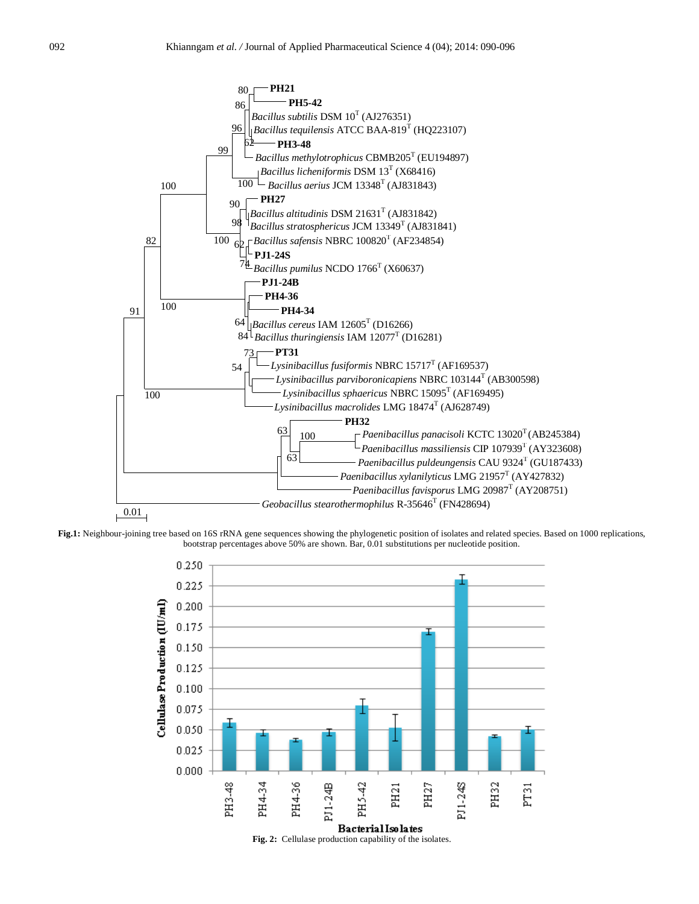**Fig.1:** Neighbour-joining tree based on 16S rRNA gene sequences showing the phylogenetic position of isolates and related species. Based on 1000 replications, bootstrap percentages above 50% are shown. Bar, 0.01 substitutions per nucleotide position.

**Fig. 2:** Cellulase production capability of the isolates.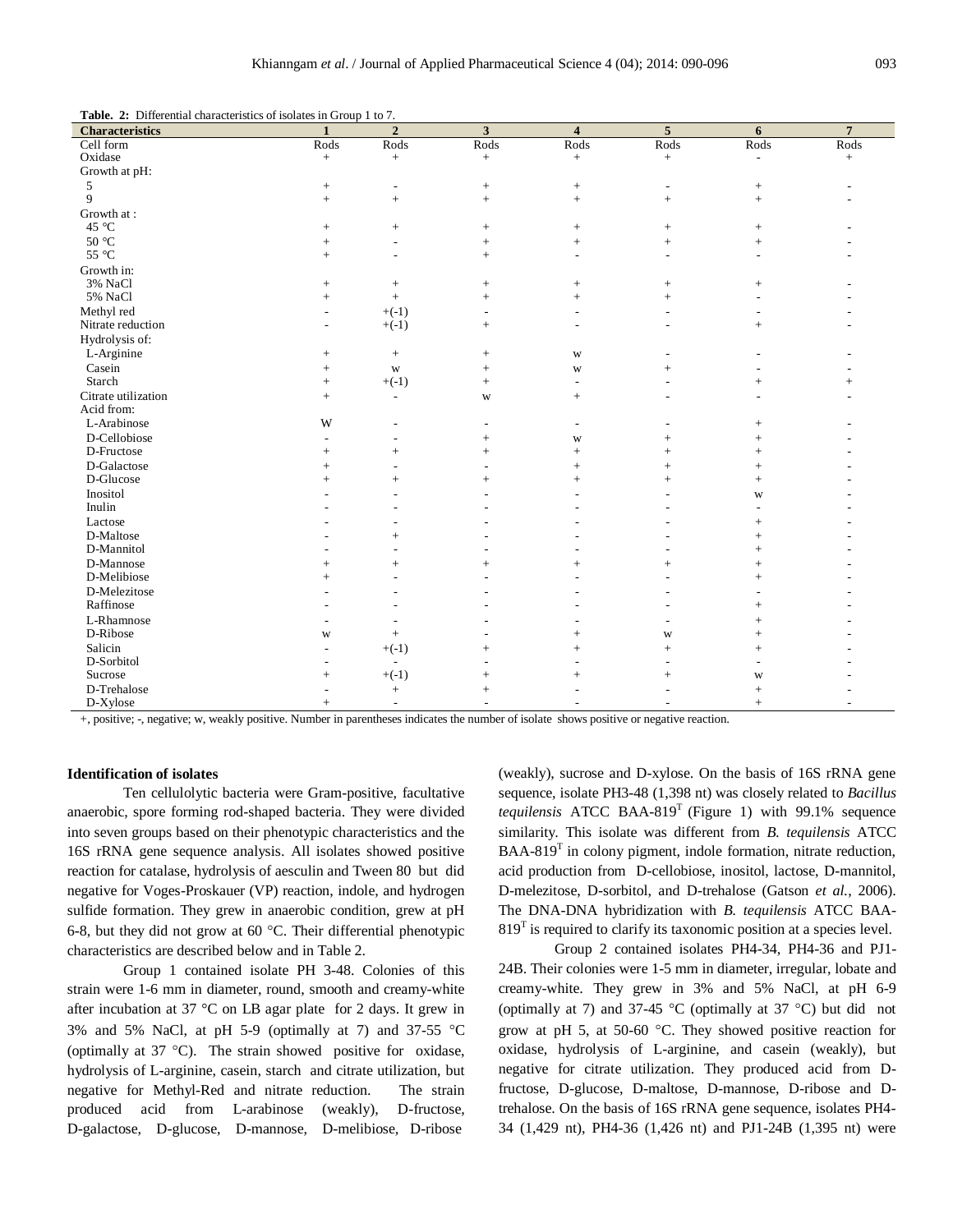**Table. 2:** Differential characteristics of isolates in Group 1 to 7.

| Characteristics | 1 | 2 | 3 | 4 | 5 | 6 | 7 |
|---|---|---|---|---|---|---|---|
| Cell form | Rods | Rods | Rods | Rods | Rods | Rods | Rods |
| Oxidase | + | + | + | + | + | - | + |
| Growth at pH: | | | | | | | |
| 5 | + | - | + | + | - | + | - |
| 9 | + | + | + | + | + | + | - |
| Growth at : | | | | | | | |
| 45 °C | + | + | + | + | + | + | - |
| 50 °C | + | - | + | + | + | + | - |
| 55 °C | + | - | + | - | - | - | - |
| Growth in: | | | | | | | |
| 3% NaCl | + | + | + | + | + | + | - |
| 5% NaCl | + | + | + | + | + | - | - |
| Methyl red | - | +(-1) | - | - | - | - | - |
| Nitrate reduction | - | +(-1) | + | - | - | + | - |
| Hydrolysis of: | | | | | | | |
| L-Arginine | + | + | + | w | - | - | - |
| Casein | + | w | + | w | + | - | - |
| Starch | + | +(-1) | + | - | - | + | + |
| Citrate utilization | + | - | w | + | - | - | - |
| Acid from: | | | | | | | |
| L-Arabinose | W | - | - | - | - | + | - |
| D-Cellobiose | - | - | + | w | + | + | - |
| D-Fructose | + | + | + | + | + | + | - |
| D-Galactose | + | - | - | + | + | + | - |
| D-Glucose | + | + | + | + | + | + | - |
| Inositol | - | - | - | - | - | w | - |
| Inulin | - | - | - | - | - | - | - |
| Lactose | - | - | - | - | - | + | - |
| D-Maltose | - | + | - | - | - | + | - |
| D-Mannitol | - | - | - | - | - | + | - |
| D-Mannose | + | + | + | + | + | + | - |
| D-Melibiose | + | - | - | - | - | + | - |
| D-Melezitose | - | - | - | - | - | - | - |
| Raffinose | - | - | - | - | - | + | - |
| L-Rhamnose | - | - | - | - | - | + | - |
| D-Ribose | w | + | - | + | w | + | - |
| Salicin | - | +(-1) | + | + | + | + | - |
| D-Sorbitol | - | - | - | - | - | - | - |
| Sucrose | + | +(-1) | + | + | + | w | - |
| D-Trehalose | - | + | + | - | - | + | - |
| D-Xylose | + | - | - | - | - | + | - |

+, positive; -, negative; w, weakly positive. Number in parentheses indicates the number of isolate shows positive or negative reaction.

**Identification of isolates**

Ten cellulolytic bacteria were Gram-positive, facultative anaerobic, spore forming rod-shaped bacteria. They were divided into seven groups based on their phenotypic characteristics and the 16S rRNA gene sequence analysis. All isolates showed positive reaction for catalase, hydrolysis of aesculin and Tween 80 but did negative for Voges-Proskauer (VP) reaction, indole, and hydrogen sulfide formation. They grew in anaerobic condition, grew at pH 6-8, but they did not grow at 60 °C. Their differential phenotypic characteristics are described below and in Table 2.

Group 1 contained isolate PH 3-48. Colonies of this strain were 1-6 mm in diameter, round, smooth and creamy-white after incubation at 37 °C on LB agar plate for 2 days. It grew in 3% and 5% NaCl, at pH 5-9 (optimally at 7) and 37-55 °C (optimally at 37 °C). The strain showed positive for oxidase, hydrolysis of L-arginine, casein, starch and citrate utilization, but negative for Methyl-Red and nitrate reduction. The strain produced acid from L-arabinose (weakly), D-fructose, D-galactose, D-glucose, D-mannose, D-melibiose, D-ribose (weakly), sucrose and D-xylose. On the basis of 16S rRNA gene sequence, isolate PH3-48 (1,398 nt) was closely related to *Bacillus tequilensis* ATCC BAA-819$^T$ (Figure 1) with 99.1% sequence similarity. This isolate was different from *B. tequilensis* ATCC BAA-819$^T$ in colony pigment, indole formation, nitrate reduction, acid production from D-cellobiose, inositol, lactose, D-mannitol, D-melezitose, D-sorbitol, and D-trehalose (Gatson *et al.*, 2006). The DNA-DNA hybridization with *B. tequilensis* ATCC BAA-819$^T$ is required to clarify its taxonomic position at a species level.

Group 2 contained isolates PH4-34, PH4-36 and PJ1-24B. Their colonies were 1-5 mm in diameter, irregular, lobate and creamy-white. They grew in 3% and 5% NaCl, at pH 6-9 (optimally at 7) and 37-45 °C (optimally at 37 °C) but did not grow at pH 5, at 50-60 °C. They showed positive reaction for oxidase, hydrolysis of L-arginine, and casein (weakly), but negative for citrate utilization. They produced acid from D-fructose, D-glucose, D-maltose, D-mannose, D-ribose and D-trehalose. On the basis of 16S rRNA gene sequence, isolates PH4-34 (1,429 nt), PH4-36 (1,426 nt) and PJ1-24B (1,395 nt) were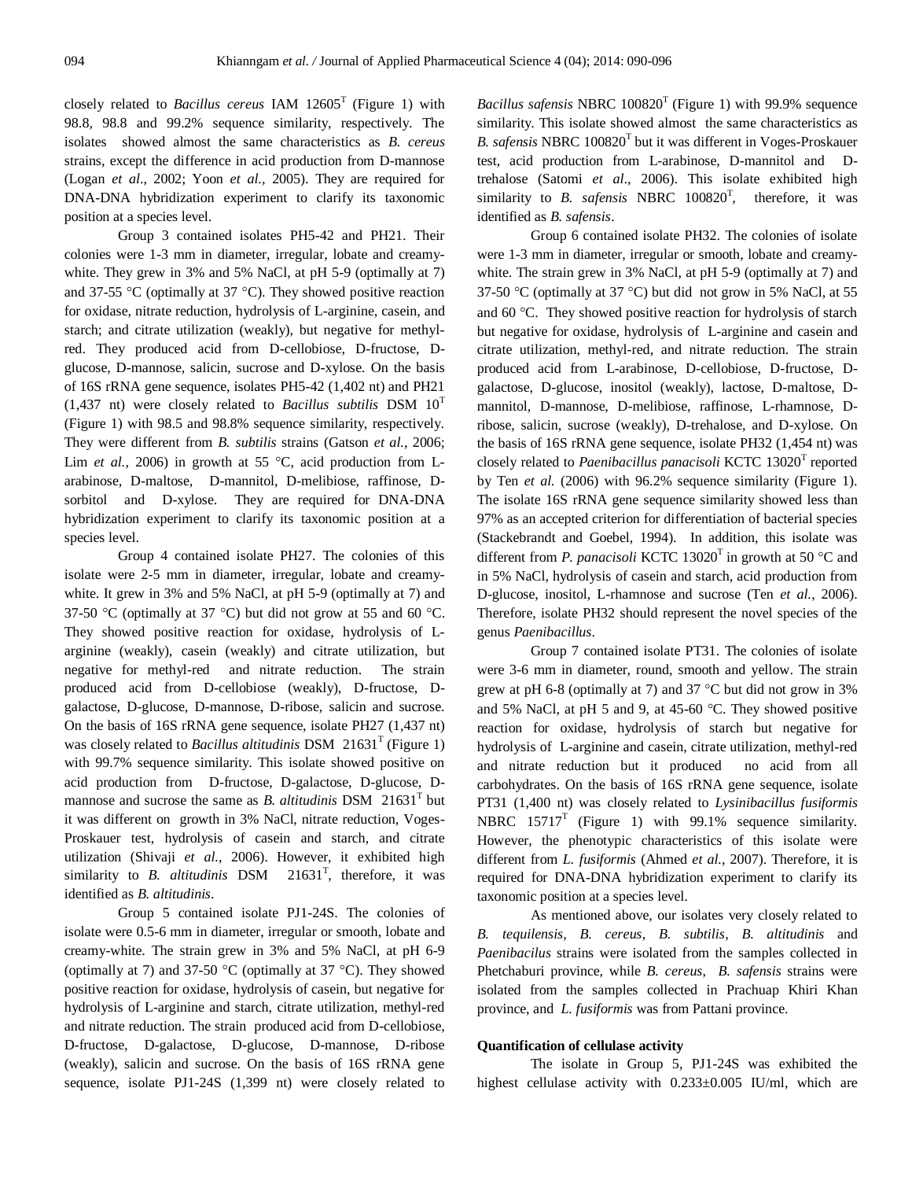closely related to *Bacillus cereus* IAM 12605$^T$ (Figure 1) with 98.8, 98.8 and 99.2% sequence similarity, respectively. The isolates showed almost the same characteristics as *B. cereus* strains, except the difference in acid production from D-mannose (Logan *et al*., 2002; Yoon *et al.*, 2005). They are required for DNA-DNA hybridization experiment to clarify its taxonomic position at a species level.

Group 3 contained isolates PH5-42 and PH21. Their colonies were 1-3 mm in diameter, irregular, lobate and creamy-white. They grew in 3% and 5% NaCl, at pH 5-9 (optimally at 7) and 37-55 °C (optimally at 37 °C). They showed positive reaction for oxidase, nitrate reduction, hydrolysis of L-arginine, casein, and starch; and citrate utilization (weakly), but negative for methyl-red. They produced acid from D-cellobiose, D-fructose, D-glucose, D-mannose, salicin, sucrose and D-xylose. On the basis of 16S rRNA gene sequence, isolates PH5-42 (1,402 nt) and PH21 (1,437 nt) were closely related to *Bacillus subtilis* DSM 10$^T$ (Figure 1) with 98.5 and 98.8% sequence similarity, respectively. They were different from *B. subtilis* strains (Gatson *et al.*, 2006; Lim *et al.,* 2006) in growth at 55 °C, acid production from L-arabinose, D-maltose, D-mannitol, D-melibiose, raffinose, D-sorbitol and D-xylose. They are required for DNA-DNA hybridization experiment to clarify its taxonomic position at a species level.

Group 4 contained isolate PH27. The colonies of this isolate were 2-5 mm in diameter, irregular, lobate and creamy-white. It grew in 3% and 5% NaCl, at pH 5-9 (optimally at 7) and 37-50 °C (optimally at 37 °C) but did not grow at 55 and 60 °C. They showed positive reaction for oxidase, hydrolysis of L-arginine (weakly), casein (weakly) and citrate utilization, but negative for methyl-red and nitrate reduction. The strain produced acid from D-cellobiose (weakly), D-fructose, D-galactose, D-glucose, D-mannose, D-ribose, salicin and sucrose. On the basis of 16S rRNA gene sequence, isolate PH27 (1,437 nt) was closely related to *Bacillus altitudinis* DSM 21631$^T$ (Figure 1) with 99.7% sequence similarity. This isolate showed positive on acid production from D-fructose, D-galactose, D-glucose, D-mannose and sucrose the same as *B. altitudinis* DSM 21631$^T$ but it was different on growth in 3% NaCl, nitrate reduction, Voges-Proskauer test, hydrolysis of casein and starch, and citrate utilization (Shivaji *et al.*, 2006). However, it exhibited high similarity to *B. altitudinis* DSM 21631$^T$, therefore, it was identified as *B. altitudinis*.

Group 5 contained isolate PJ1-24S. The colonies of isolate were 0.5-6 mm in diameter, irregular or smooth, lobate and creamy-white. The strain grew in 3% and 5% NaCl, at pH 6-9 (optimally at 7) and 37-50 °C (optimally at 37 °C). They showed positive reaction for oxidase, hydrolysis of casein, but negative for hydrolysis of L-arginine and starch, citrate utilization, methyl-red and nitrate reduction. The strain produced acid from D-cellobiose, D-fructose, D-galactose, D-glucose, D-mannose, D-ribose (weakly), salicin and sucrose. On the basis of 16S rRNA gene sequence, isolate PJ1-24S (1,399 nt) were closely related to *Bacillus safensis* NBRC 100820$^T$ (Figure 1) with 99.9% sequence similarity. This isolate showed almost the same characteristics as *B. safensis* NBRC 100820$^T$ but it was different in Voges-Proskauer test, acid production from L-arabinose, D-mannitol and D-trehalose (Satomi *et al*., 2006). This isolate exhibited high similarity to *B. safensis* NBRC 100820$^T$, therefore, it was identified as *B. safensis*.

Group 6 contained isolate PH32. The colonies of isolate were 1-3 mm in diameter, irregular or smooth, lobate and creamy-white. The strain grew in 3% NaCl, at pH 5-9 (optimally at 7) and 37-50 °C (optimally at 37 °C) but did not grow in 5% NaCl, at 55 and 60 °C. They showed positive reaction for hydrolysis of starch but negative for oxidase, hydrolysis of L-arginine and casein and citrate utilization, methyl-red, and nitrate reduction. The strain produced acid from L-arabinose, D-cellobiose, D-fructose, D-galactose, D-glucose, inositol (weakly), lactose, D-maltose, D-mannitol, D-mannose, D-melibiose, raffinose, L-rhamnose, D-ribose, salicin, sucrose (weakly), D-trehalose, and D-xylose. On the basis of 16S rRNA gene sequence, isolate PH32 (1,454 nt) was closely related to *Paenibacillus panacisoli* KCTC 13020$^T$ reported by Ten *et al.* (2006) with 96.2% sequence similarity (Figure 1). The isolate 16S rRNA gene sequence similarity showed less than 97% as an accepted criterion for differentiation of bacterial species (Stackebrandt and Goebel, 1994). In addition, this isolate was different from *P. panacisoli* KCTC 13020$^T$ in growth at 50 °C and in 5% NaCl, hydrolysis of casein and starch, acid production from D-glucose, inositol, L-rhamnose and sucrose (Ten *et al.*, 2006). Therefore, isolate PH32 should represent the novel species of the genus *Paenibacillus*.

Group 7 contained isolate PT31. The colonies of isolate were 3-6 mm in diameter, round, smooth and yellow. The strain grew at pH 6-8 (optimally at 7) and 37 °C but did not grow in 3% and 5% NaCl, at pH 5 and 9, at 45-60 °C. They showed positive reaction for oxidase, hydrolysis of starch but negative for hydrolysis of L-arginine and casein, citrate utilization, methyl-red and nitrate reduction but it produced no acid from all carbohydrates. On the basis of 16S rRNA gene sequence, isolate PT31 (1,400 nt) was closely related to *Lysinibacillus fusiformis* NBRC 15717$^T$ (Figure 1) with 99.1% sequence similarity. However, the phenotypic characteristics of this isolate were different from *L. fusiformis* (Ahmed *et al.*, 2007). Therefore, it is required for DNA-DNA hybridization experiment to clarify its taxonomic position at a species level.

As mentioned above, our isolates very closely related to *B. tequilensis*, *B. cereus*, *B. subtilis*, *B. altitudinis* and *Paenibacillus* strains were isolated from the samples collected in Phetchaburi province, while *B. cereus*, *B. safensis* strains were isolated from the samples collected in Prachuap Khiri Khan province, and *L. fusiformis* was from Pattani province.

**Quantification of cellulase activity**

The isolate in Group 5, PJ1-24S was exhibited the highest cellulase activity with 0.233±0.005 IU/ml, which are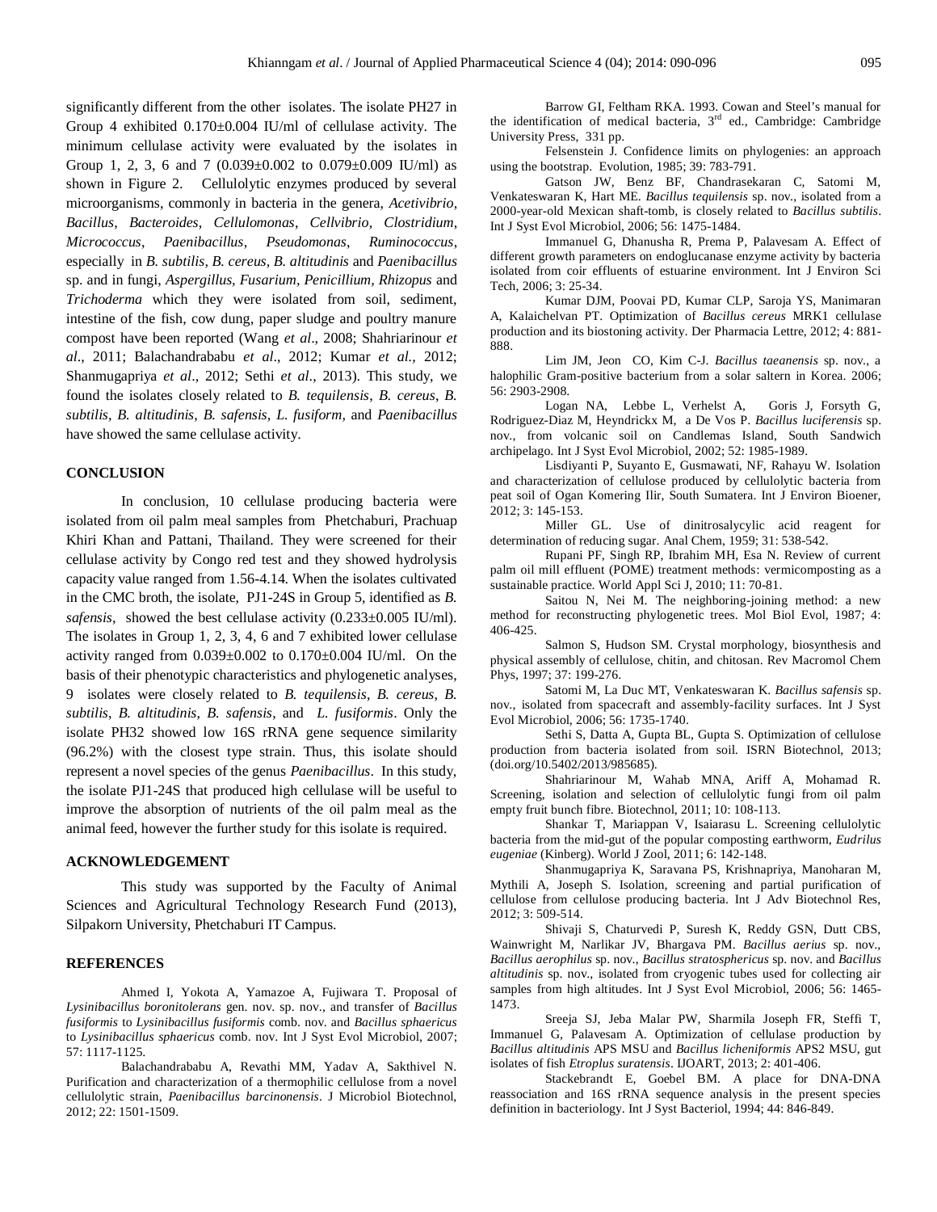significantly different from the other isolates. The isolate PH27 in Group 4 exhibited 0.170±0.004 IU/ml of cellulase activity. The minimum cellulase activity were evaluated by the isolates in Group 1, 2, 3, 6 and 7 (0.039±0.002 to 0.079±0.009 IU/ml) as shown in Figure 2. Cellulolytic enzymes produced by several microorganisms, commonly in bacteria in the genera, *Acetivibrio*, *Bacillus*, *Bacteroides*, *Cellulomonas*, *Cellvibrio*, *Clostridium*, *Micrococcus*, *Paenibacillus*, *Pseudomonas*, *Ruminococcus*, especially in *B. subtilis*, *B. cereus*, *B. altitudinis* and *Paenibacillus* sp. and in fungi, *Aspergillus*, *Fusarium*, *Penicillium*, *Rhizopus* and *Trichoderma* which they were isolated from soil, sediment, intestine of the fish, cow dung, paper sludge and poultry manure compost have been reported (Wang *et al*., 2008; Shahriarinour *et al*., 2011; Balachandrababu *et al*., 2012; Kumar *et al.*, 2012; Shanmugapriya *et al*., 2012; Sethi *et al*., 2013). This study, we found the isolates closely related to *B. tequilensis*, *B. cereus*, *B. subtilis*, *B. altitudinis*, *B. safensis*, *L. fusiform*, and *Paenibacillus* have showed the same cellulase activity.

## CONCLUSION

In conclusion, 10 cellulase producing bacteria were isolated from oil palm meal samples from Phetchaburi, Prachuap Khiri Khan and Pattani, Thailand. They were screened for their cellulase activity by Congo red test and they showed hydrolysis capacity value ranged from 1.56-4.14. When the isolates cultivated in the CMC broth, the isolate, PJ1-24S in Group 5, identified as *B. safensis*, showed the best cellulase activity (0.233±0.005 IU/ml). The isolates in Group 1, 2, 3, 4, 6 and 7 exhibited lower cellulase activity ranged from 0.039±0.002 to 0.170±0.004 IU/ml. On the basis of their phenotypic characteristics and phylogenetic analyses, 9 isolates were closely related to *B. tequilensis*, *B. cereus*, *B. subtilis*, *B. altitudinis*, *B. safensis*, and *L. fusiformis*. Only the isolate PH32 showed low 16S rRNA gene sequence similarity (96.2%) with the closest type strain. Thus, this isolate should represent a novel species of the genus *Paenibacillus*. In this study, the isolate PJ1-24S that produced high cellulase will be useful to improve the absorption of nutrients of the oil palm meal as the animal feed, however the further study for this isolate is required.

## ACKNOWLEDGEMENT

This study was supported by the Faculty of Animal Sciences and Agricultural Technology Research Fund (2013), Silpakorn University, Phetchaburi IT Campus.

## REFERENCES

Ahmed I, Yokota A, Yamazoe A, Fujiwara T. Proposal of *Lysinibacillus boronitolerans* gen. nov. sp. nov., and transfer of *Bacillus fusiformis* to *Lysinibacillus fusiformis* comb. nov. and *Bacillus sphaericus* to *Lysinibacillus sphaericus* comb. nov. Int J Syst Evol Microbiol, 2007; 57: 1117-1125.

Balachandrababu A, Revathi MM, Yadav A, Sakthivel N. Purification and characterization of a thermophilic cellulose from a novel cellulolytic strain, *Paenibacillus barcinonensis*. J Microbiol Biotechnol, 2012; 22: 1501-1509.

Barrow GI, Feltham RKA. 1993. Cowan and Steel's manual for the identification of medical bacteria, 3rd ed., Cambridge: Cambridge University Press, 331 pp.

Felsenstein J. Confidence limits on phylogenies: an approach using the bootstrap. Evolution, 1985; 39: 783-791.

Gatson JW, Benz BF, Chandrasekaran C, Satomi M, Venkateswaran K, Hart ME. *Bacillus tequilensis* sp. nov., isolated from a 2000-year-old Mexican shaft-tomb, is closely related to *Bacillus subtilis*. Int J Syst Evol Microbiol, 2006; 56: 1475-1484.

Immanuel G, Dhanusha R, Prema P, Palavesam A. Effect of different growth parameters on endoglucanase enzyme activity by bacteria isolated from coir effluents of estuarine environment. Int J Environ Sci Tech, 2006; 3: 25-34.

Kumar DJM, Poovai PD, Kumar CLP, Saroja YS, Manimaran A, Kalaichelvan PT. Optimization of *Bacillus cereus* MRK1 cellulase production and its biostoning activity. Der Pharmacia Lettre, 2012; 4: 881-888.

Lim JM, Jeon CO, Kim C-J. *Bacillus taeanensis* sp. nov., a halophilic Gram-positive bacterium from a solar saltern in Korea. 2006; 56: 2903-2908.

Logan NA, Lebbe L, Verhelst A, Goris J, Forsyth G, Rodriguez-Diaz M, Heyndrickx M, a De Vos P. *Bacillus luciferensis* sp. nov., from volcanic soil on Candlemas Island, South Sandwich archipelago. Int J Syst Evol Microbiol, 2002; 52: 1985-1989.

Lisdiyanti P, Suyanto E, Gusmawati, NF, Rahayu W. Isolation and characterization of cellulose produced by cellulolytic bacteria from peat soil of Ogan Komering Ilir, South Sumatera. Int J Environ Bioener, 2012; 3: 145-153.

Miller GL. Use of dinitrosalycylic acid reagent for determination of reducing sugar. Anal Chem, 1959; 31: 538-542.

Rupani PF, Singh RP, Ibrahim MH, Esa N. Review of current palm oil mill effluent (POME) treatment methods: vermicomposting as a sustainable practice. World Appl Sci J, 2010; 11: 70-81.

Saitou N, Nei M. The neighboring-joining method: a new method for reconstructing phylogenetic trees. Mol Biol Evol, 1987; 4: 406-425.

Salmon S, Hudson SM. Crystal morphology, biosynthesis and physical assembly of cellulose, chitin, and chitosan. Rev Macromol Chem Phys, 1997; 37: 199-276.

Satomi M, La Duc MT, Venkateswaran K. *Bacillus safensis* sp. nov., isolated from spacecraft and assembly-facility surfaces. Int J Syst Evol Microbiol, 2006; 56: 1735-1740.

Sethi S, Datta A, Gupta BL, Gupta S. Optimization of cellulose production from bacteria isolated from soil. ISRN Biotechnol, 2013; (doi.org/10.5402/2013/985685).

Shahriarinour M, Wahab MNA, Ariff A, Mohamad R. Screening, isolation and selection of cellulolytic fungi from oil palm empty fruit bunch fibre. Biotechnol, 2011; 10: 108-113.

Shankar T, Mariappan V, Isaiarasu L. Screening cellulolytic bacteria from the mid-gut of the popular composting earthworm, *Eudrilus eugeniae* (Kinberg). World J Zool, 2011; 6: 142-148.

Shanmugapriya K, Saravana PS, Krishnapriya, Manoharan M, Mythili A, Joseph S. Isolation, screening and partial purification of cellulose from cellulose producing bacteria. Int J Adv Biotechnol Res, 2012; 3: 509-514.

Shivaji S, Chaturvedi P, Suresh K, Reddy GSN, Dutt CBS, Wainwright M, Narlikar JV, Bhargava PM. *Bacillus aerius* sp. nov., *Bacillus aerophilus* sp. nov., *Bacillus stratosphericus* sp. nov. and *Bacillus altitudinis* sp. nov., isolated from cryogenic tubes used for collecting air samples from high altitudes. Int J Syst Evol Microbiol, 2006; 56: 1465-1473.

Sreeja SJ, Jeba Malar PW, Sharmila Joseph FR, Steffi T, Immanuel G, Palavesam A. Optimization of cellulase production by *Bacillus altitudinis* APS MSU and *Bacillus licheniformis* APS2 MSU, gut isolates of fish *Etroplus suratensis*. IJOART, 2013; 2: 401-406.

Stackebrandt E, Goebel BM. A place for DNA-DNA reassociation and 16S rRNA sequence analysis in the present species definition in bacteriology. Int J Syst Bacteriol, 1994; 44: 846-849.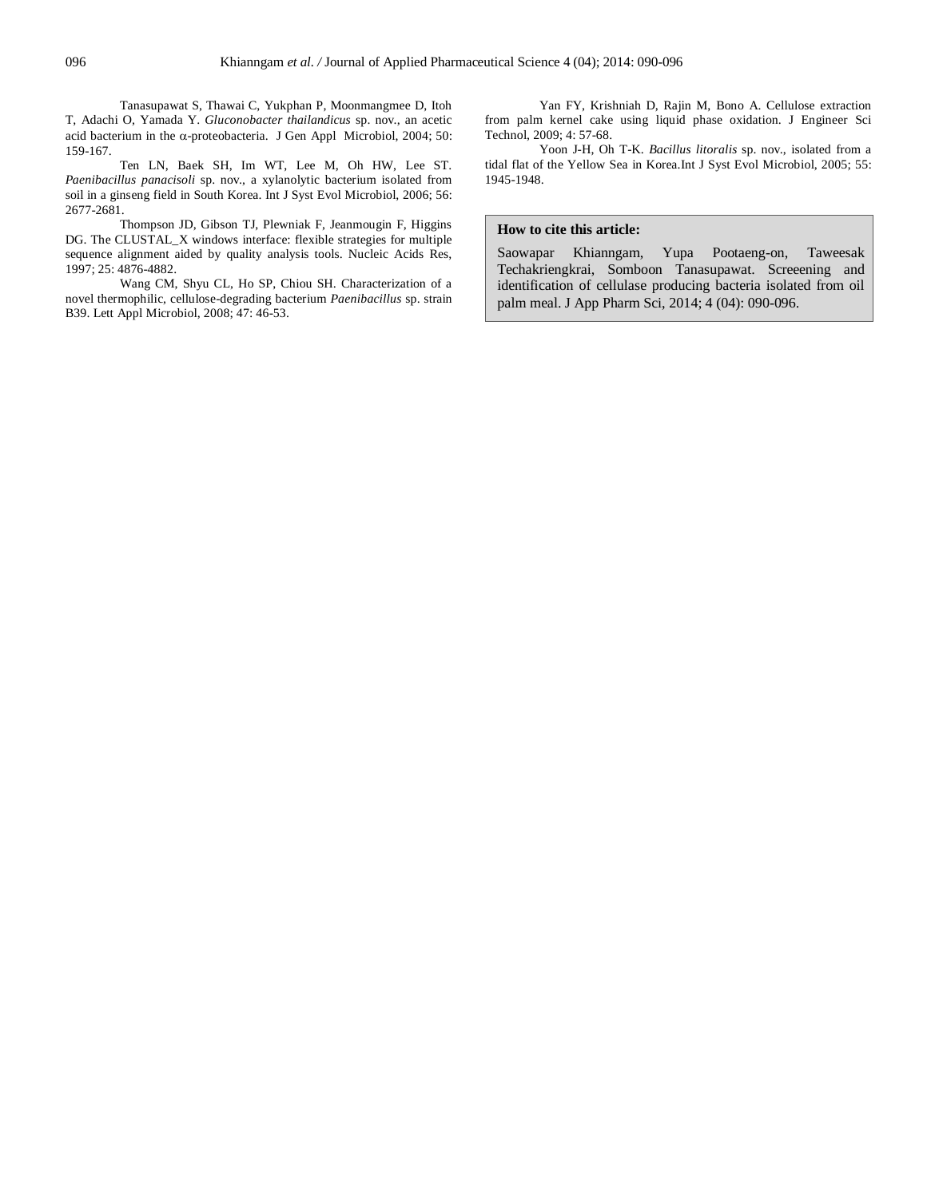Tanasupawat S, Thawai C, Yukphan P, Moonmangmee D, Itoh T, Adachi O, Yamada Y. *Gluconobacter thailandicus* sp. nov., an acetic acid bacterium in the $\alpha$-proteobacteria. J Gen Appl Microbiol, 2004; 50: 159-167.

Ten LN, Baek SH, Im WT, Lee M, Oh HW, Lee ST. *Paenibacillus panacisoli* sp. nov., a xylanolytic bacterium isolated from soil in a ginseng field in South Korea. Int J Syst Evol Microbiol, 2006; 56: 2677-2681.

Thompson JD, Gibson TJ, Plewniak F, Jeanmougin F, Higgins DG. The CLUSTAL_X windows interface: flexible strategies for multiple sequence alignment aided by quality analysis tools. Nucleic Acids Res, 1997; 25: 4876-4882.

Wang CM, Shyu CL, Ho SP, Chiou SH. Characterization of a novel thermophilic, cellulose-degrading bacterium *Paenibacillus* sp. strain B39. Lett Appl Microbiol, 2008; 47: 46-53.

Yan FY, Krishniah D, Rajin M, Bono A. Cellulose extraction from palm kernel cake using liquid phase oxidation. J Engineer Sci Technol, 2009; 4: 57-68.

Yoon J-H, Oh T-K. *Bacillus litoralis* sp. nov., isolated from a tidal flat of the Yellow Sea in Korea.Int J Syst Evol Microbiol, 2005; 55: 1945-1948.

**How to cite this article:**

Saowapar Khianngam, Yupa Pootaeng-on, Taweesak Techakriengkrai, Somboon Tanasupawat. Screeening and identification of cellulase producing bacteria isolated from oil palm meal. J App Pharm Sci, 2014; 4 (04): 090-096.